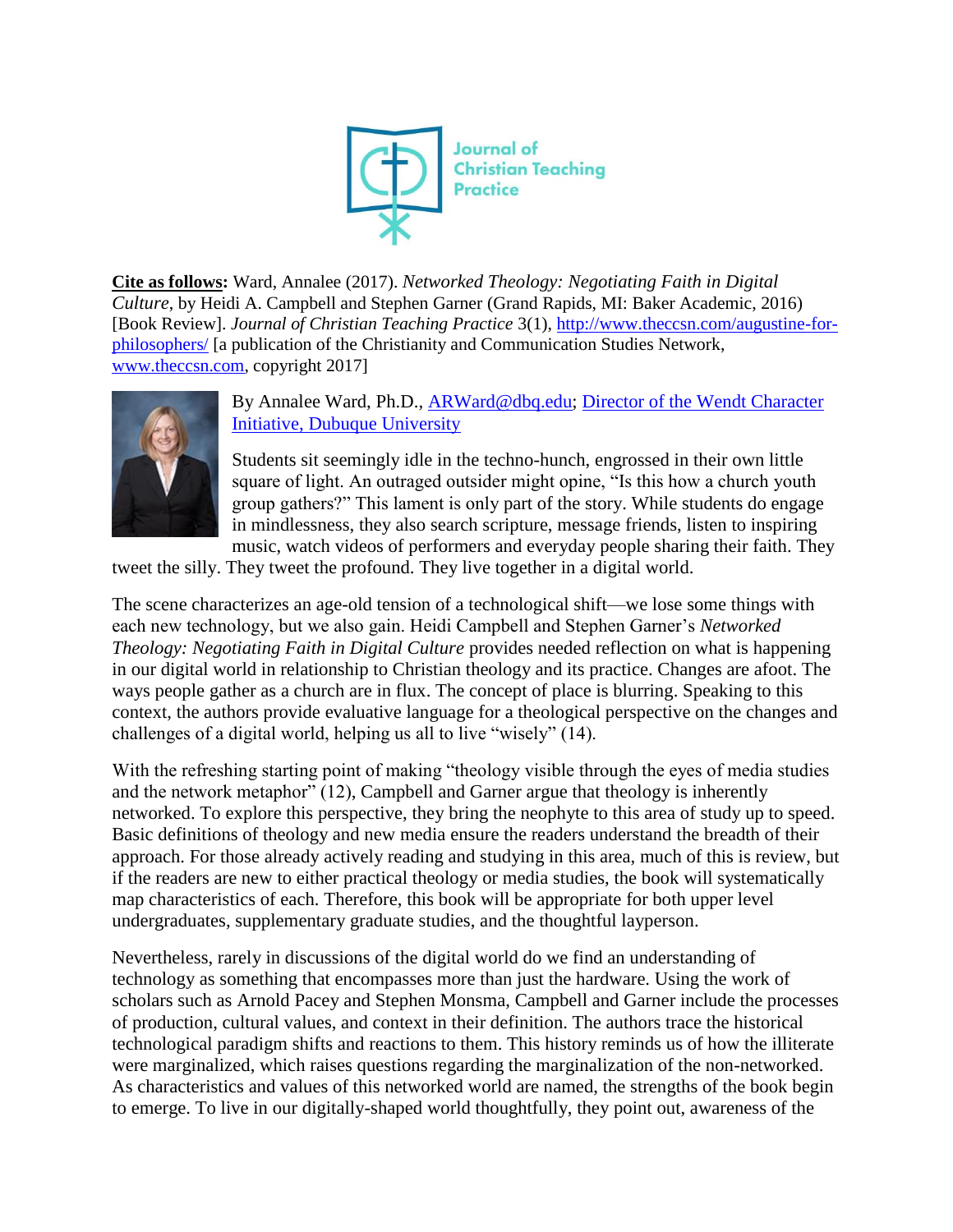Journal of Christian Teaching Practice

**Cite as follows:** Ward, Annalee (2017). *Networked Theology: Negotiating Faith in Digital Culture*, by Heidi A. Campbell and Stephen Garner (Grand Rapids, MI: Baker Academic, 2016) [Book Review]. *Journal of Christian Teaching Practice* 3(1), http://www.theccsn.com/augustine-for-philosophers/ [a publication of the Christianity and Communication Studies Network, www.theccsn.com, copyright 2017]

By Annalee Ward, Ph.D., ARWard@dbq.edu; Director of the Wendt Character Initiative, Dubuque University

Students sit seemingly idle in the techno-hunch, engrossed in their own little square of light. An outraged outsider might opine, "Is this how a church youth group gathers?" This lament is only part of the story. While students do engage in mindlessness, they also search scripture, message friends, listen to inspiring music, watch videos of performers and everyday people sharing their faith. They tweet the silly. They tweet the profound. They live together in a digital world.

The scene characterizes an age-old tension of a technological shift—we lose some things with each new technology, but we also gain. Heidi Campbell and Stephen Garner's *Networked Theology: Negotiating Faith in Digital Culture* provides needed reflection on what is happening in our digital world in relationship to Christian theology and its practice. Changes are afoot. The ways people gather as a church are in flux. The concept of place is blurring. Speaking to this context, the authors provide evaluative language for a theological perspective on the changes and challenges of a digital world, helping us all to live "wisely" (14).

With the refreshing starting point of making "theology visible through the eyes of media studies and the network metaphor" (12), Campbell and Garner argue that theology is inherently networked. To explore this perspective, they bring the neophyte to this area of study up to speed. Basic definitions of theology and new media ensure the readers understand the breadth of their approach. For those already actively reading and studying in this area, much of this is review, but if the readers are new to either practical theology or media studies, the book will systematically map characteristics of each. Therefore, this book will be appropriate for both upper level undergraduates, supplementary graduate studies, and the thoughtful layperson.

Nevertheless, rarely in discussions of the digital world do we find an understanding of technology as something that encompasses more than just the hardware. Using the work of scholars such as Arnold Pacey and Stephen Monsma, Campbell and Garner include the processes of production, cultural values, and context in their definition. The authors trace the historical technological paradigm shifts and reactions to them. This history reminds us of how the illiterate were marginalized, which raises questions regarding the marginalization of the non-networked. As characteristics and values of this networked world are named, the strengths of the book begin to emerge. To live in our digitally-shaped world thoughtfully, they point out, awareness of the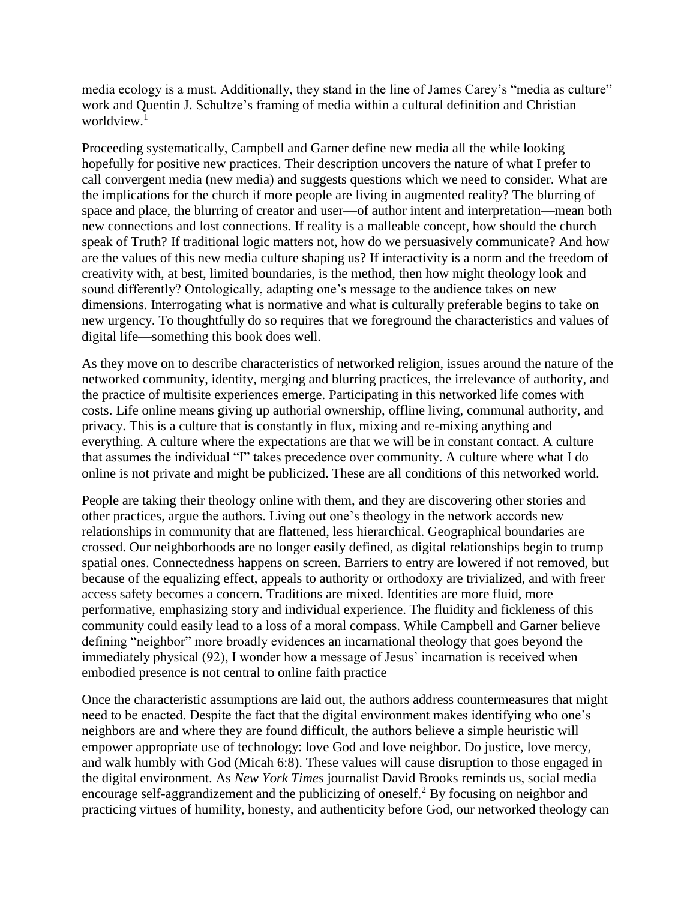media ecology is a must. Additionally, they stand in the line of James Carey's "media as culture" work and Quentin J. Schultze's framing of media within a cultural definition and Christian worldview.[1]

Proceeding systematically, Campbell and Garner define new media all the while looking hopefully for positive new practices. Their description uncovers the nature of what I prefer to call convergent media (new media) and suggests questions which we need to consider. What are the implications for the church if more people are living in augmented reality? The blurring of space and place, the blurring of creator and user—of author intent and interpretation—mean both new connections and lost connections. If reality is a malleable concept, how should the church speak of Truth? If traditional logic matters not, how do we persuasively communicate? And how are the values of this new media culture shaping us? If interactivity is a norm and the freedom of creativity with, at best, limited boundaries, is the method, then how might theology look and sound differently? Ontologically, adapting one's message to the audience takes on new dimensions. Interrogating what is normative and what is culturally preferable begins to take on new urgency. To thoughtfully do so requires that we foreground the characteristics and values of digital life—something this book does well.

As they move on to describe characteristics of networked religion, issues around the nature of the networked community, identity, merging and blurring practices, the irrelevance of authority, and the practice of multisite experiences emerge. Participating in this networked life comes with costs. Life online means giving up authorial ownership, offline living, communal authority, and privacy. This is a culture that is constantly in flux, mixing and re-mixing anything and everything. A culture where the expectations are that we will be in constant contact. A culture that assumes the individual "I" takes precedence over community. A culture where what I do online is not private and might be publicized. These are all conditions of this networked world.

People are taking their theology online with them, and they are discovering other stories and other practices, argue the authors. Living out one's theology in the network accords new relationships in community that are flattened, less hierarchical. Geographical boundaries are crossed. Our neighborhoods are no longer easily defined, as digital relationships begin to trump spatial ones. Connectedness happens on screen. Barriers to entry are lowered if not removed, but because of the equalizing effect, appeals to authority or orthodoxy are trivialized, and with freer access safety becomes a concern. Traditions are mixed. Identities are more fluid, more performative, emphasizing story and individual experience. The fluidity and fickleness of this community could easily lead to a loss of a moral compass. While Campbell and Garner believe defining "neighbor" more broadly evidences an incarnational theology that goes beyond the immediately physical (92), I wonder how a message of Jesus' incarnation is received when embodied presence is not central to online faith practice

Once the characteristic assumptions are laid out, the authors address countermeasures that might need to be enacted. Despite the fact that the digital environment makes identifying who one's neighbors are and where they are found difficult, the authors believe a simple heuristic will empower appropriate use of technology: love God and love neighbor. Do justice, love mercy, and walk humbly with God (Micah 6:8). These values will cause disruption to those engaged in the digital environment. As *New York Times* journalist David Brooks reminds us, social media encourage self-aggrandizement and the publicizing of oneself.[2] By focusing on neighbor and practicing virtues of humility, honesty, and authenticity before God, our networked theology can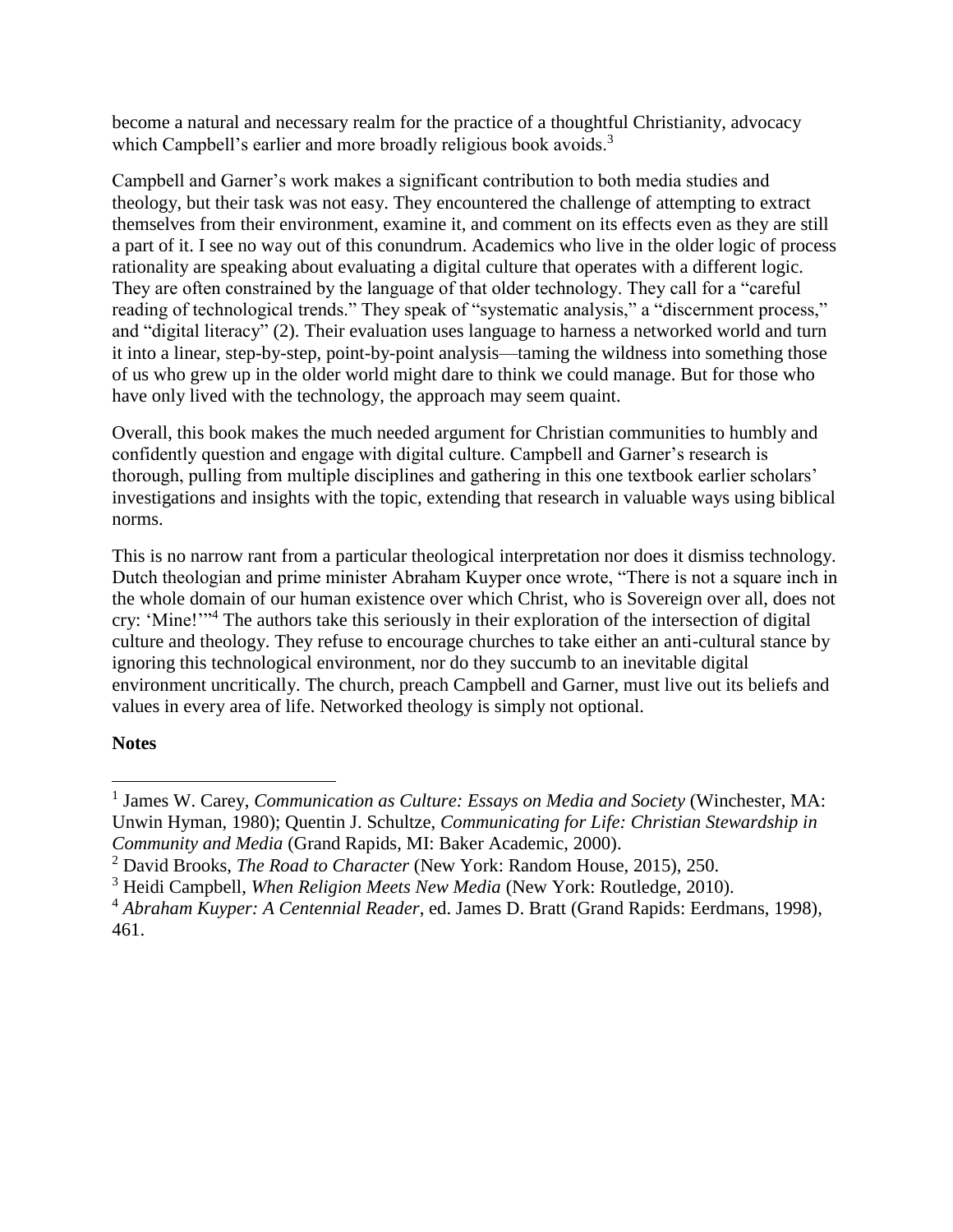become a natural and necessary realm for the practice of a thoughtful Christianity, advocacy which Campbell's earlier and more broadly religious book avoids.[3]

Campbell and Garner's work makes a significant contribution to both media studies and theology, but their task was not easy. They encountered the challenge of attempting to extract themselves from their environment, examine it, and comment on its effects even as they are still a part of it. I see no way out of this conundrum. Academics who live in the older logic of process rationality are speaking about evaluating a digital culture that operates with a different logic. They are often constrained by the language of that older technology. They call for a "careful reading of technological trends." They speak of "systematic analysis," a "discernment process," and "digital literacy" (2). Their evaluation uses language to harness a networked world and turn it into a linear, step-by-step, point-by-point analysis—taming the wildness into something those of us who grew up in the older world might dare to think we could manage. But for those who have only lived with the technology, the approach may seem quaint.

Overall, this book makes the much needed argument for Christian communities to humbly and confidently question and engage with digital culture. Campbell and Garner's research is thorough, pulling from multiple disciplines and gathering in this one textbook earlier scholars' investigations and insights with the topic, extending that research in valuable ways using biblical norms.

This is no narrow rant from a particular theological interpretation nor does it dismiss technology. Dutch theologian and prime minister Abraham Kuyper once wrote, "There is not a square inch in the whole domain of our human existence over which Christ, who is Sovereign over all, does not cry: 'Mine!'"[4] The authors take this seriously in their exploration of the intersection of digital culture and theology. They refuse to encourage churches to take either an anti-cultural stance by ignoring this technological environment, nor do they succumb to an inevitable digital environment uncritically. The church, preach Campbell and Garner, must live out its beliefs and values in every area of life. Networked theology is simply not optional.

**Notes**

[1] James W. Carey, *Communication as Culture: Essays on Media and Society* (Winchester, MA: Unwin Hyman, 1980); Quentin J. Schultze, *Communicating for Life: Christian Stewardship in Community and Media* (Grand Rapids, MI: Baker Academic, 2000).

[2] David Brooks, *The Road to Character* (New York: Random House, 2015), 250.

[3] Heidi Campbell, *When Religion Meets New Media* (New York: Routledge, 2010).

[4] *Abraham Kuyper: A Centennial Reader*, ed. James D. Bratt (Grand Rapids: Eerdmans, 1998), 461.